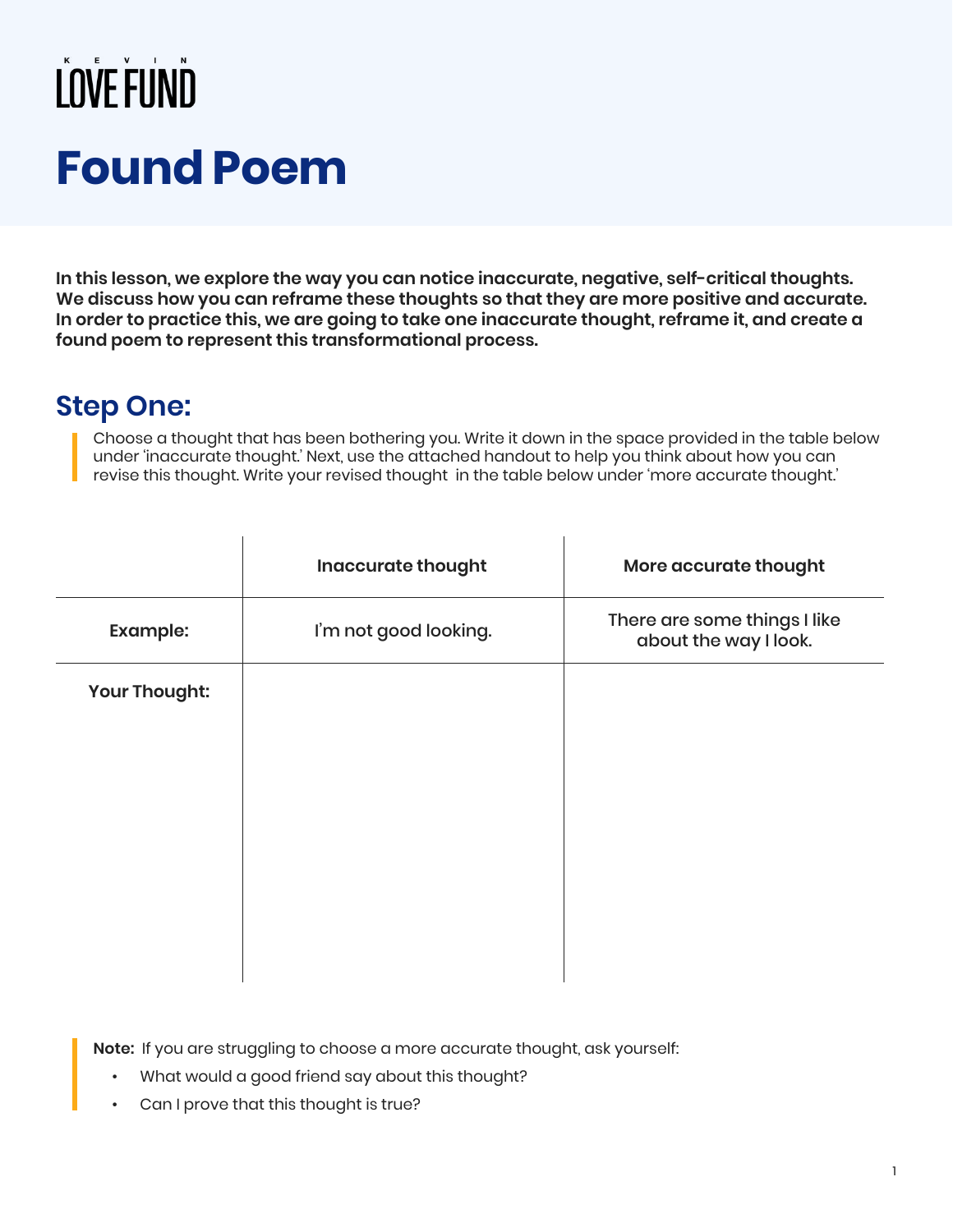KEVIN LOVE FUND

# Found Poem

**In this lesson, we explore the way you can notice inaccurate, negative, self-critical thoughts. We discuss how you can reframe these thoughts so that they are more positive and accurate. In order to practice this, we are going to take one inaccurate thought, reframe it, and create a found poem to represent this transformational process.**

## Step One:

Choose a thought that has been bothering you. Write it down in the space provided in the table below under 'inaccurate thought.' Next, use the attached handout to help you think about how you can revise this thought. Write your revised thought in the table below under 'more accurate thought.'

| | Inaccurate thought | More accurate thought |
|---|---|---|
| **Example:** | I'm not good looking. | There are some things I like about the way I look. |
| **Your Thought:** | | |

**Note:** If you are struggling to choose a more accurate thought, ask yourself:

- What would a good friend say about this thought?
- Can I prove that this thought is true?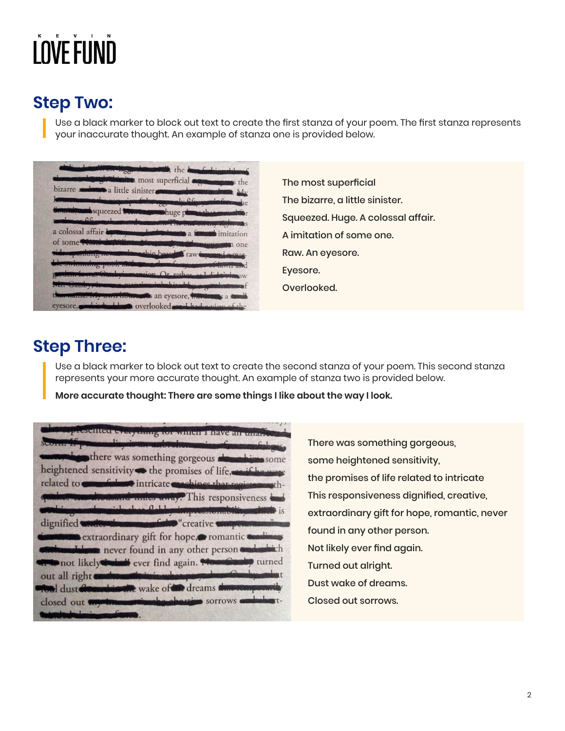# KEVIN LOVE FUND

## Step Two:

Use a black marker to block out text to create the first stanza of your poem. The first stanza represents your inaccurate thought. An example of stanza one is provided below.

The most superficial
The bizarre, a little sinister.
Squeezed. Huge. A colossal affair.
A imitation of some one.
Raw. An eyesore.
Eyesore.
Overlooked.

## Step Three:

Use a black marker to block out text to create the second stanza of your poem. This second stanza represents your more accurate thought. An example of stanza two is provided below.

**More accurate thought: There are some things I like about the way I look.**

There was something gorgeous,
some heightened sensitivity,
the promises of life related to intricate
This responsiveness dignified, creative,
extraordinary gift for hope, romantic, never
found in any other person.
Not likely ever find again.
Turned out alright.
Dust wake of dreams.
Closed out sorrows.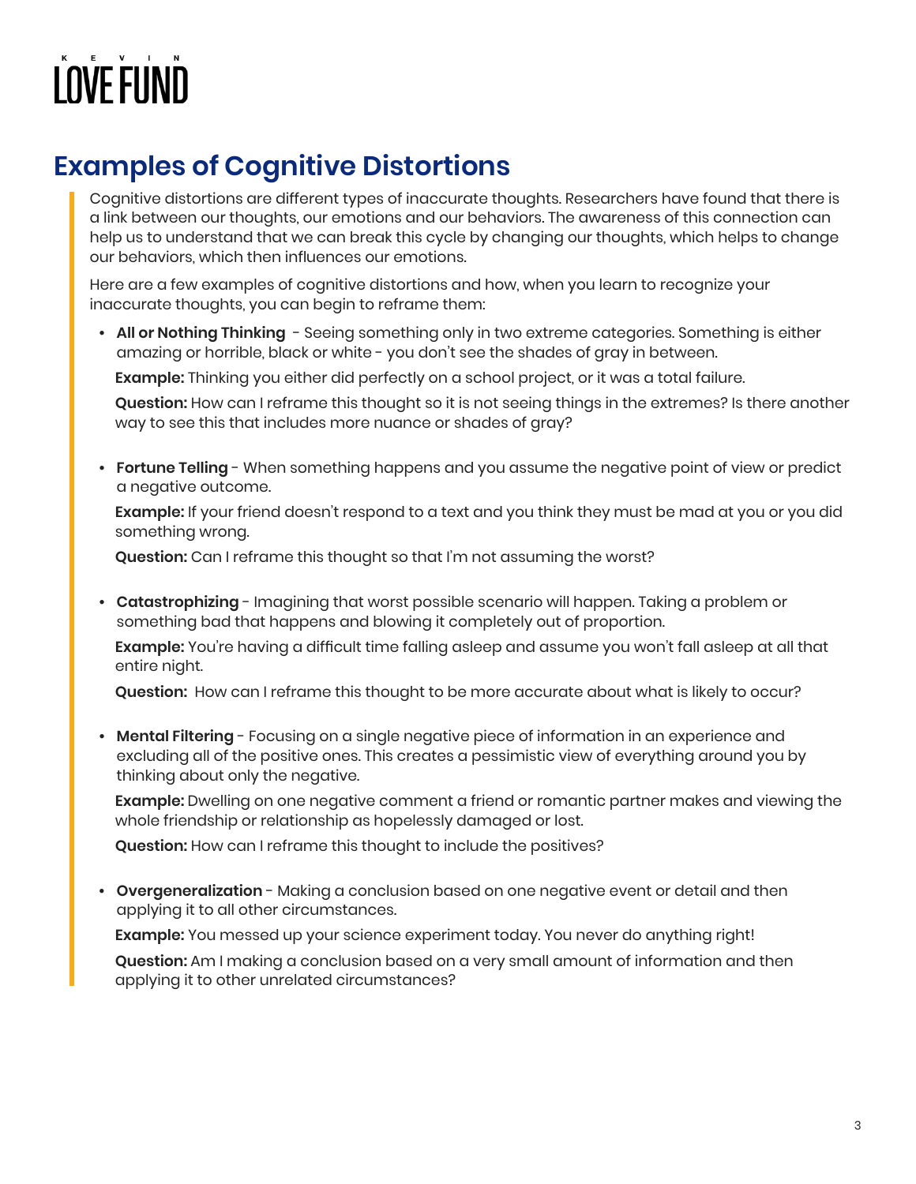# Examples of Cognitive Distortions

Cognitive distortions are different types of inaccurate thoughts. Researchers have found that there is a link between our thoughts, our emotions and our behaviors. The awareness of this connection can help us to understand that we can break this cycle by changing our thoughts, which helps to change our behaviors, which then influences our emotions.

Here are a few examples of cognitive distortions and how, when you learn to recognize your inaccurate thoughts, you can begin to reframe them:

- **All or Nothing Thinking** - Seeing something only in two extreme categories. Something is either amazing or horrible, black or white - you don't see the shades of gray in between.

  **Example:** Thinking you either did perfectly on a school project, or it was a total failure.

  **Question:** How can I reframe this thought so it is not seeing things in the extremes? Is there another way to see this that includes more nuance or shades of gray?

- **Fortune Telling** - When something happens and you assume the negative point of view or predict a negative outcome.

  **Example:** If your friend doesn't respond to a text and you think they must be mad at you or you did something wrong.

  **Question:** Can I reframe this thought so that I'm not assuming the worst?

- **Catastrophizing** - Imagining that worst possible scenario will happen. Taking a problem or something bad that happens and blowing it completely out of proportion.

  **Example:** You're having a difficult time falling asleep and assume you won't fall asleep at all that entire night.

  **Question:** How can I reframe this thought to be more accurate about what is likely to occur?

- **Mental Filtering** - Focusing on a single negative piece of information in an experience and excluding all of the positive ones. This creates a pessimistic view of everything around you by thinking about only the negative.

  **Example:** Dwelling on one negative comment a friend or romantic partner makes and viewing the whole friendship or relationship as hopelessly damaged or lost.

  **Question:** How can I reframe this thought to include the positives?

- **Overgeneralization** - Making a conclusion based on one negative event or detail and then applying it to all other circumstances.

  **Example:** You messed up your science experiment today. You never do anything right!

  **Question:** Am I making a conclusion based on a very small amount of information and then applying it to other unrelated circumstances?